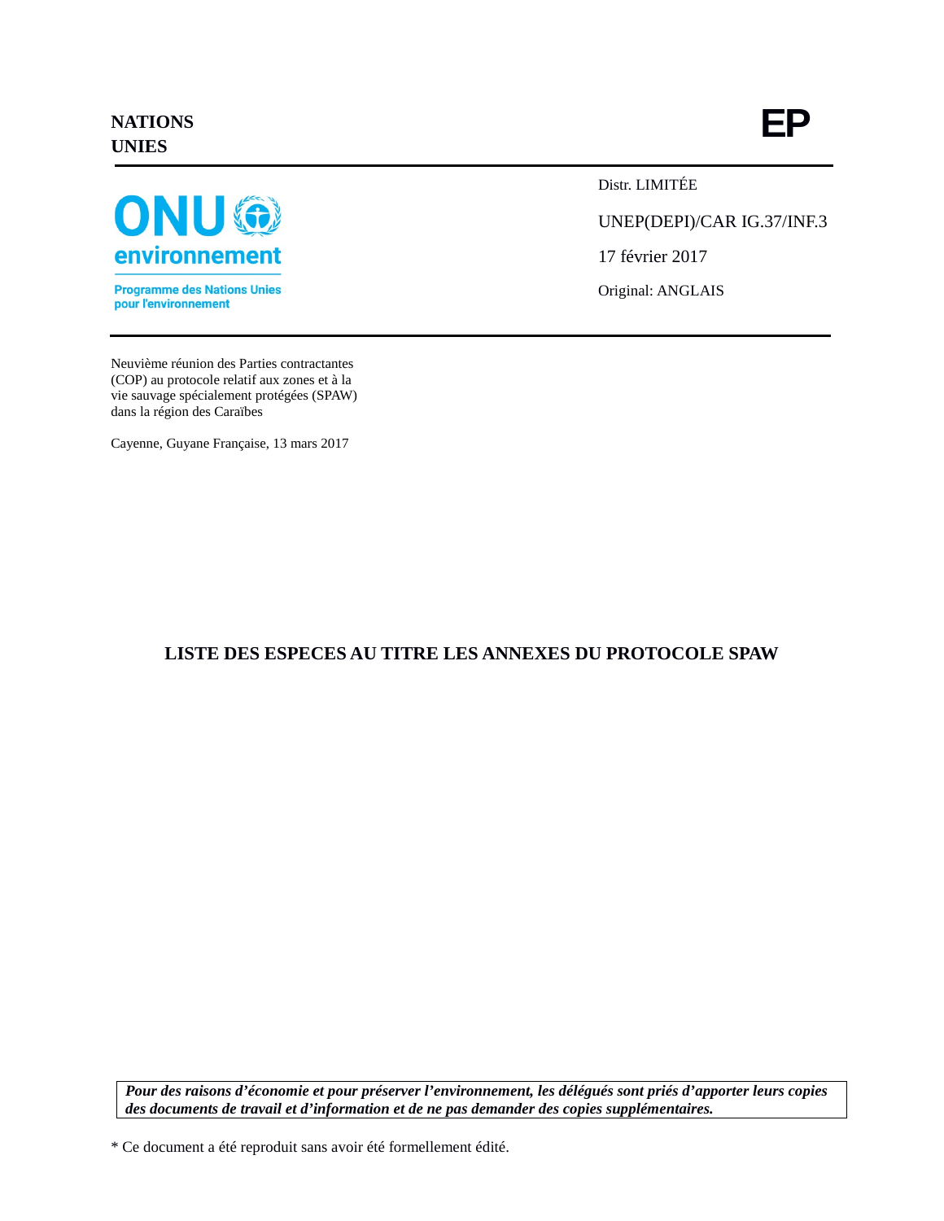NATIONS
UNIES

EP

ONU environnement

Programme des Nations Unies pour l'environnement

Distr. LIMITÉE

UNEP(DEPI)/CAR IG.37/INF.3

17 février 2017

Original: ANGLAIS

Neuvième réunion des Parties contractantes (COP) au protocole relatif aux zones et à la vie sauvage spécialement protégées (SPAW) dans la région des Caraïbes

Cayenne, Guyane Française, 13 mars 2017

# LISTE DES ESPECES AU TITRE LES ANNEXES DU PROTOCOLE SPAW

***Pour des raisons d'économie et pour préserver l'environnement, les délégués sont priés d'apporter leurs copies des documents de travail et d'information et de ne pas demander des copies supplémentaires.***

* Ce document a été reproduit sans avoir été formellement édité.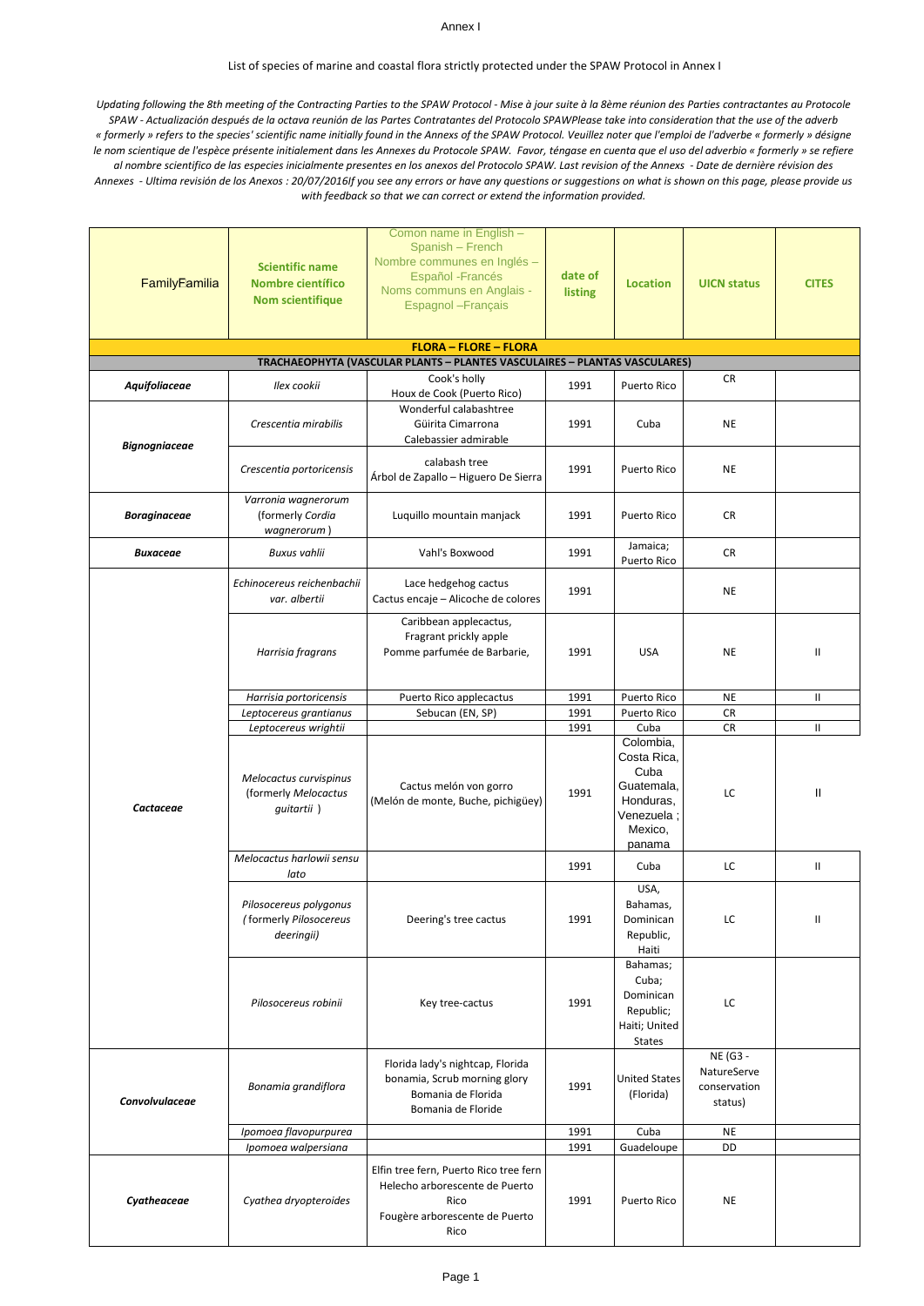Annex I

List of species of marine and coastal flora strictly protected under the SPAW Protocol in Annex I

*Updating following the 8th meeting of the Contracting Parties to the SPAW Protocol - Mise à jour suite à la 8ème réunion des Parties contractantes au Protocole SPAW - Actualización después de la octava reunión de las Partes Contratantes del Protocolo SPAWPlease take into consideration that the use of the adverb « formerly » refers to the species' scientific name initially found in the Annexs of the SPAW Protocol. Veuillez noter que l'emploi de l'adverbe « formerly » désigne le nom scientique de l'espèce présente initialement dans les Annexes du Protocole SPAW. Favor, téngase en cuenta que el uso del adverbio « formerly » se refiere al nombre scientifico de las especies inicialmente presentes en los anexos del Protocolo SPAW. Last revision of the Annexs - Date de dernière révision des Annexes - Ultima revisión de los Anexos : 20/07/2016If you see any errors or have any questions or suggestions on what is shown on this page, please provide us with feedback so that we can correct or extend the information provided.*

| FamilyFamilia | Scientific name Nombre científico Nom scientifique | Comon name in English – Spanish – French Nombre communes en Inglés – Español -Francés Noms communs en Anglais - Espagnol –Français | date of listing | Location | UICN status | CITES |
|---|---|---|---|---|---|---|
| **FLORA – FLORE – FLORA** | | | | | | |
| **TRACHAEOPHYTA (VASCULAR PLANTS – PLANTES VASCULAIRES – PLANTAS VASCULARES)** | | | | | | |
| ***Aquifoliaceae*** | *Ilex cookii* | Cook's holly Houx de Cook (Puerto Rico) | 1991 | Puerto Rico | CR | |
| ***Bignogniaceae*** | *Crescentia mirabilis* | Wonderful calabashtree Güirita Cimarrona Calebassier admirable | 1991 | Cuba | NE | |
| | *Crescentia portoricensis* | calabash tree Árbol de Zapallo – Higuero De Sierra | 1991 | Puerto Rico | NE | |
| ***Boraginaceae*** | *Varronia wagnerorum* (formerly *Cordia wagnerorum*) | Luquillo mountain manjack | 1991 | Puerto Rico | CR | |
| ***Buxaceae*** | *Buxus vahlii* | Vahl's Boxwood | 1991 | Jamaica; Puerto Rico | CR | |
| ***Cactaceae*** | *Echinocereus reichenbachii var. albertii* | Lace hedgehog cactus Cactus encaje – Alicoche de colores | 1991 | | NE | |
| | *Harrisia fragrans* | Caribbean applecactus, Fragrant prickly apple Pomme parfumée de Barbarie, | 1991 | USA | NE | II |
| | *Harrisia portoricensis* | Puerto Rico applecactus | 1991 | Puerto Rico | NE | II |
| | *Leptocereus grantianus* | Sebucan (EN, SP) | 1991 | Puerto Rico | CR | |
| | *Leptocereus wrightii* | | 1991 | Cuba | CR | II |
| | *Melocactus curvispinus* (formerly *Melocactus guitartii*) | Cactus melón von gorro (Melón de monte, Buche, pichigüey) | 1991 | Colombia, Costa Rica, Cuba Guatemala, Honduras, Venezuela ; Mexico, panama | LC | II |
| | *Melocactus harlowii sensu lato* | | 1991 | Cuba | LC | II |
| | *Pilosocereus polygonus* (formerly *Pilosocereus deeringii*) | Deering's tree cactus | 1991 | USA, Bahamas, Dominican Republic, Haiti | LC | II |
| | *Pilosocereus robinii* | Key tree-cactus | 1991 | Bahamas; Cuba; Dominican Republic; Haiti; United States | LC | |
| ***Convolvulaceae*** | *Bonamia grandiflora* | Florida lady's nightcap, Florida bonamia, Scrub morning glory Bomania de Florida Bomania de Floride | 1991 | United States (Florida) | NE (G3 - NatureServe conservation status) | |
| | *Ipomoea flavopurpurea* | | 1991 | Cuba | NE | |
| | *Ipomoea walpersiana* | | 1991 | Guadeloupe | DD | |
| ***Cyatheaceae*** | *Cyathea dryopteroides* | Elfin tree fern, Puerto Rico tree fern Helecho arborescente de Puerto Rico Fougère arborescente de Puerto Rico | 1991 | Puerto Rico | NE | |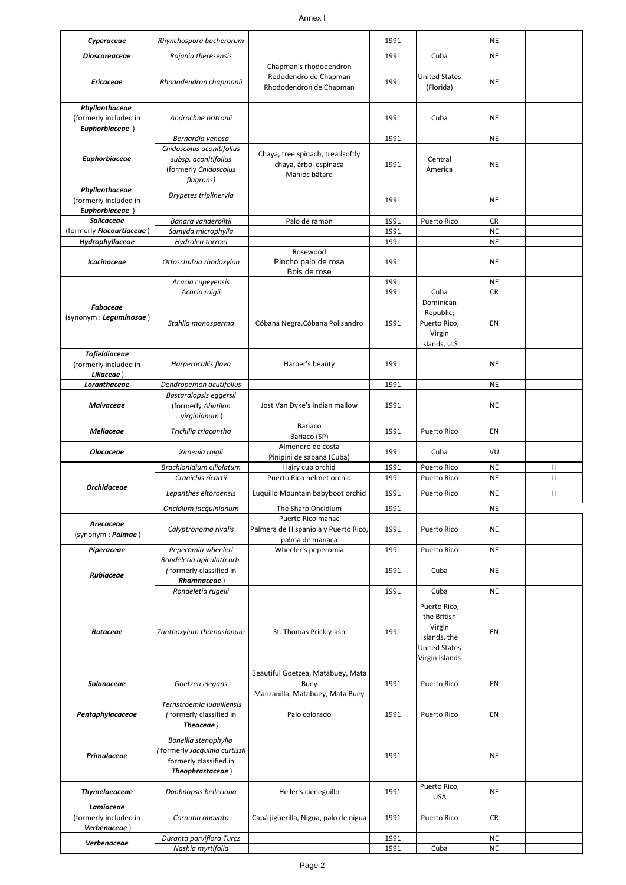Annex I

| | | | | | | |
|---|---|---|---|---|---|---|
| ***Cyperaceae*** | *Rhynchospora bucherorum* | | 1991 | | NE | |
| ***Dioscoreaceae*** | *Rajania theresensis* | | 1991 | Cuba | NE | |
| ***Ericaceae*** | *Rhododendron chapmanii* | Chapman's rhododendron<br>Rododendro de Chapman<br>Rhododendron de Chapman | 1991 | United States (Florida) | NE | |
| ***Phyllanthaceae*** (formerly included in ***Euphorbiaceae*** ) | *Andrachne brittonii* | | 1991 | Cuba | NE | |
| ***Euphorbiaceae*** | *Bernardia venosa* | | 1991 | | NE | |
| | *Cnidoscolus aconitifolius subsp. aconitifolius* (formerly *Cnidoscolus flagrans)* | Chaya, tree spinach, treadsoftly chaya, árbol espinaca<br>Manioc bâtard | 1991 | Central America | NE | |
| ***Phyllanthaceae*** (formerly included in ***Euphorbiaceae*** ) | *Drypetes triplinervia* | | 1991 | | NE | |
| ***Salicaceae*** (formerly ***Flacourtiaceae*** ) | *Banara vanderbiltii* | Palo de ramon | 1991 | Puerto Rico | CR | |
| | *Samyda microphylla* | | 1991 | | NE | |
| ***Hydrophyllaceae*** | *Hydrolea torroei* | | 1991 | | NE | |
| ***Icacinaceae*** | *Ottoschulzia rhodoxylon* | Rosewood<br>Pincho palo de rosa<br>Bois de rose | 1991 | | NE | |
| ***Fabaceae*** (synonym : ***Leguminosae*** ) | *Acacia cupeyensis* | | 1991 | | NE | |
| | *Acacia roigii* | | 1991 | Cuba | CR | |
| | *Stahlia monosperma* | Cóbana Negra,Cóbana Polisandro | 1991 | Dominican Republic; Puerto Rico; Virgin Islands, U.S | EN | |
| ***Tofieldiaceae*** (formerly included in ***Liliaceae*** ) | *Harperocallis flava* | Harper's beauty | 1991 | | NE | |
| ***Loranthaceae*** | *Dendropemon acutifolius* | | 1991 | | NE | |
| ***Malvaceae*** | *Bastardiopsis eggersii* (formerly *Abutilon virginianum* ) | Jost Van Dyke's Indian mallow | 1991 | | NE | |
| ***Meliaceae*** | *Trichilia triacantha* | Bariaco<br>Bariaco (SP) | 1991 | Puerto Rico | EN | |
| ***Olacaceae*** | *Ximenia roigii* | Almendro de costa<br>Pinipini de sabana (Cuba) | 1991 | Cuba | VU | |
| ***Orchidaceae*** | *Brachionidium ciliolatum* | Hairy cup orchid | 1991 | Puerto Rico | NE | II |
| | *Cranichis ricartii* | Puerto Rico helmet orchid | 1991 | Puerto Rico | NE | II |
| | *Lepanthes eltoroensis* | Luquillo Mountain babyboot orchid | 1991 | Puerto Rico | NE | II |
| | *Oncidium jacquinianum* | The Sharp Oncidium | 1991 | | NE | |
| ***Arecaceae*** (synonym : ***Palmae*** ) | *Calyptronoma rivalis* | Puerto Rico manac<br>Palmera de Hispaniola y Puerto Rico, palma de manaca | 1991 | Puerto Rico | NE | |
| ***Piperaceae*** | *Peperomia wheeleri* | Wheeler's peperomia | 1991 | Puerto Rico | NE | |
| ***Rubiaceae*** | *Rondeletia apiculata urb.* ( formerly classified in ***Rhamnaceae*** ) | | 1991 | Cuba | NE | |
| | *Rondeletia rugelii* | | 1991 | Cuba | NE | |
| ***Rutaceae*** | *Zanthoxylum thomasianum* | St. Thomas Prickly-ash | 1991 | Puerto Rico, the British Virgin Islands, the United States Virgin Islands | EN | |
| ***Solanaceae*** | *Goetzea elegans* | Beautiful Goetzea, Matabuey, Mata Buey<br>Manzanilla, Matabuey, Mata Buey | 1991 | Puerto Rico | EN | |
| ***Pentaphylacaceae*** | *Ternstroemia luquillensis* ( formerly classified in ***Theaceae*** ) | Palo colorado | 1991 | Puerto Rico | EN | |
| ***Primulaceae*** | *Bonellia stenophylla* ( formerly *Jacquinia curtissii* formerly classified in ***Theophrastaceae*** ) | | 1991 | | NE | |
| ***Thymelaeaceae*** | *Daphnopsis helleriana* | Heller's cieneguillo | 1991 | Puerto Rico, USA | NE | |
| ***Lamiaceae*** (formerly included in ***Verbenaceae*** ) | *Cornutia obovata* | Capá jigüerilla, Nigua, palo de nigua | 1991 | Puerto Rico | CR | |
| ***Verbenaceae*** | *Duranta parviflora Turcz* | | 1991 | | NE | |
| | *Nashia myrtifolia* | | 1991 | Cuba | NE | |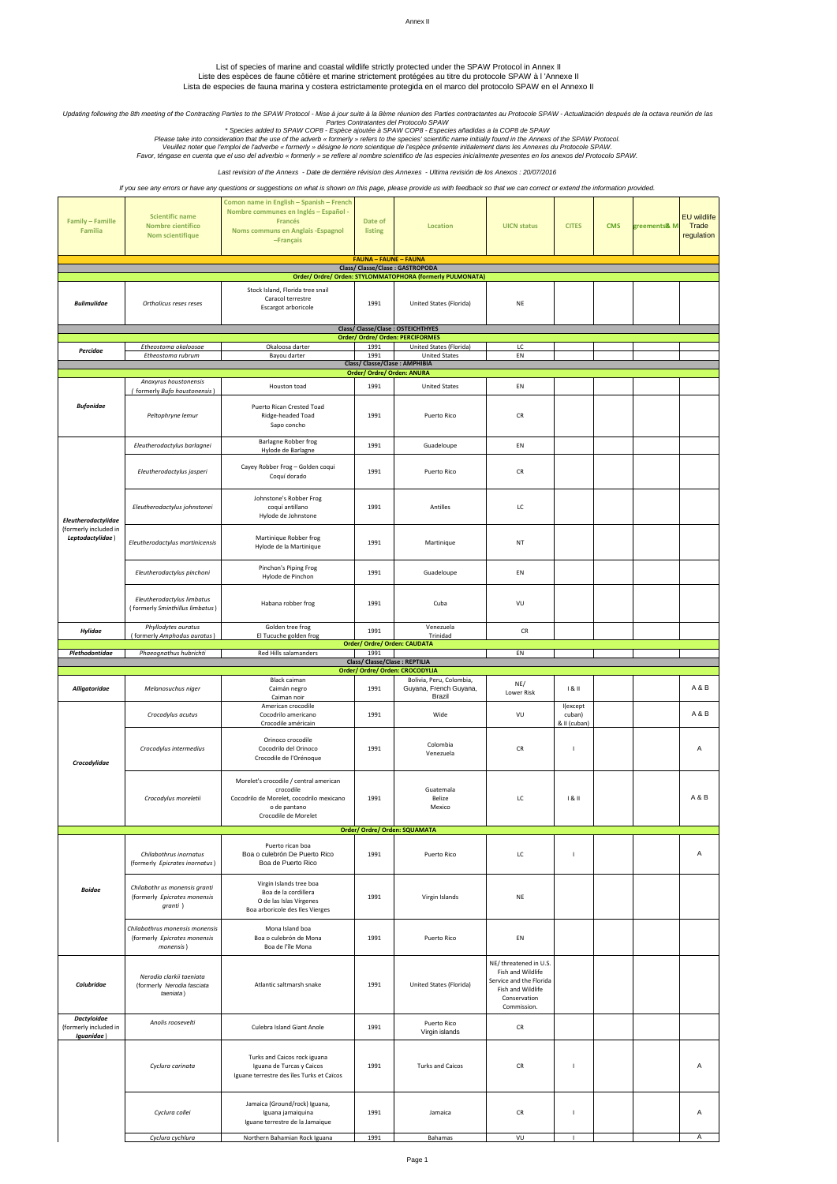Annex II

List of species of marine and coastal wildlife strictly protected under the SPAW Protocol in Annex II
Liste des espèces de faune côtière et marine strictement protégées au titre du protocole SPAW à l 'Annexe II
Lista de especies de fauna marina y costera estrictamente protegida en el marco del protocolo SPAW en el Annexo II

*Updating following the 8th meeting of the Contracting Parties to the SPAW Protocol - Mise à jour suite à la 8ème réunion des Parties contractantes au Protocole SPAW - Actualización después de la octava reunión de las Partes Contratantes del Protocolo SPAW*
*\* Species added to SPAW COP8 - Espèce ajoutée à SPAW COP8 - Especies añadidas a la COP8 de SPAW*
*Please take into consideration that the use of the adverb « formerly » refers to the species' scientific name initially found in the Annexs of the SPAW Protocol.*
*Veuillez noter que l'emploi de l'adverbe « formerly » désigne le nom scientique de l'espèce présente initialement dans les Annexes du Protocole SPAW.*
*Favor, téngase en cuenta que el uso del adverbio « formerly » se refiere al nombre scientifico de las especies inicialmente presentes en los anexos del Protocolo SPAW.*

*Last revision of the Annexs - Date de dernière révision des Annexes - Ultima revisión de los Anexos : 20/07/2016*

*If you see any errors or have any questions or suggestions on what is shown on this page, please provide us with feedback so that we can correct or extend the information provided.*

| Family – Famille Familia | Scientific name Nombre científico Nom scientifique | Comon name in English – Spanish – French Nombre communes en Inglés – Español - Francés Noms communs en Anglais -Espagnol –Français | Date of listing | Location | UICN status | CITES | CMS | greements& M | EU wildlife Trade regulation |
|---|---|---|---|---|---|---|---|---|---|
| **FAUNA – FAUNE – FAUNA** | | | | | | | | | |
| **Class/ Classe/Clase : GASTROPODA** | | | | | | | | | |
| **Order/ Ordre/ Orden: STYLOMMATOPHORA (formerly PULMONATA)** | | | | | | | | | |
| *Bulimulidae* | *Orthalicus reses reses* | Stock Island, Florida tree snail<br>Caracol terrestre<br>Escargot arboricole | 1991 | United States (Florida) | NE | | | | |
| **Class/ Classe/Clase : OSTEICHTHYES** | | | | | | | | | |
| **Order/ Ordre/ Orden: PERCIFORMES** | | | | | | | | | |
| *Percidae* | *Etheostoma okaloosae* | Okaloosa darter | 1991 | United States (Florida) | LC | | | | |
| | *Etheostoma rubrum* | Bayou darter | 1991 | United States | EN | | | | |
| **Class/ Classe/Clase : AMPHIBIA** | | | | | | | | | |
| **Order/ Ordre/ Orden: ANURA** | | | | | | | | | |
| *Bufonidae* | *Anaxyrus houstonensis* (formerly *Bufo houstonensis*) | Houston toad | 1991 | United States | EN | | | | |
| | *Peltophryne lemur* | Puerto Rican Crested Toad<br>Ridge-headed Toad<br>Sapo concho | 1991 | Puerto Rico | CR | | | | |
| *Eleutherodactylidae* (formerly included in *Leptodactylidae*) | *Eleutherodactylus barlagnei* | Barlagne Robber frog<br>Hylode de Barlagne | 1991 | Guadeloupe | EN | | | | |
| | *Eleutherodactylus jasperi* | Cayey Robber Frog – Golden coqui<br>Coquí dorado | 1991 | Puerto Rico | CR | | | | |
| | *Eleutherodactylus johnstonei* | Johnstone's Robber Frog<br>coquí antillano<br>Hylode de Johnstone | 1991 | Antilles | LC | | | | |
| | *Eleutherodactylus martinicensis* | Martinique Robber frog<br>Hylode de la Martinique | 1991 | Martinique | NT | | | | |
| | *Eleutherodactylus pinchoni* | Pinchon's Piping Frog<br>Hylode de Pinchon | 1991 | Guadeloupe | EN | | | | |
| | *Eleutherodactylus limbatus* (formerly *Sminthillus limbatus*) | Habana robber frog | 1991 | Cuba | VU | | | | |
| *Hylidae* | *Phyllodytes auratus* (formerly *Amphodus auratus*) | Golden tree frog<br>El Tucuche golden frog | 1991 | Venezuela<br>Trinidad | CR | | | | |
| **Order/ Ordre/ Orden: CAUDATA** | | | | | | | | | |
| *Plethodontidae* | *Phaeognathus hubrichti* | Red Hills salamanders | 1991 | | EN | | | | |
| **Class/ Classe/Clase : REPTILIA** | | | | | | | | | |
| **Order/ Ordre/ Orden: CROCODYLIA** | | | | | | | | | |
| *Alligatoridae* | *Melanosuchus niger* | Black caiman<br>Caimán negro<br>Caiman noir | 1991 | Bolivia, Peru, Colombia, Guyana, French Guyana, Brazil | NE/<br>Lower Risk | I & II | | | A & B |
| *Crocodylidae* | *Crocodylus acutus* | American crocodile<br>Cocodrilo americano<br>Crocodile américain | 1991 | Wide | VU | I(except cuban)<br>& II (cuban) | | | A & B |
| | *Crocodylus intermedius* | Orinoco crocodile<br>Cocodrilo del Orinoco<br>Crocodile de l'Orénoque | 1991 | Colombia<br>Venezuela | CR | I | | | A |
| | *Crocodylus moreletii* | Morelet's crocodile / central american crocodile<br>Cocodrilo de Morelet, cocodrilo mexicano o de pantano<br>Crocodile de Morelet | 1991 | Guatemala<br>Belize<br>Mexico | LC | I & II | | | A & B |
| **Order/ Ordre/ Orden: SQUAMATA** | | | | | | | | | |
| *Boidae* | *Chilabothrus inornatus* (formerly *Epicrates inornatus*) | Puerto rican boa<br>Boa o culebrón De Puerto Rico<br>Boa de Puerto Rico | 1991 | Puerto Rico | LC | I | | | A |
| | *Chilabothr us monensis granti* (formerly *Epicrates monensis granti*) | Virgin Islands tree boa<br>Boa de la cordillera<br>O de las Islas Vírgenes<br>Boa arboricole des Iles Vierges | 1991 | Virgin Islands | NE | | | | |
| | *Chilabothrus monensis monensis* (formerly *Epicrates monensis monensis*) | Mona Island boa<br>Boa o culebrón de Mona<br>Boa de l'île Mona | 1991 | Puerto Rico | EN | | | | |
| *Colubridae* | *Nerodia clarkii taeniata* (formerly *Nerodia fasciata taeniata*) | Atlantic saltmarsh snake | 1991 | United States (Florida) | NE/ threatened in U.S. Fish and Wildlife Service and the Florida Fish and Wildlife Conservation Commission. | | | | |
| *Dactyloidae* (formerly included in *Iguanidae*) | *Anolis roosevelti* | Culebra Island Giant Anole | 1991 | Puerto Rico<br>Virgin islands | CR | | | | |
| | *Cyclura carinata* | Turks and Caicos rock iguana<br>Iguana de Turcas y Caicos<br>Iguane terrestre des îles Turks et Caicos | 1991 | Turks and Caicos | CR | I | | | A |
| | *Cyclura collei* | Jamaica (Ground/rock) Iguana,<br>Iguana jamaiquina<br>Iguane terrestre de la Jamaique | 1991 | Jamaica | CR | I | | | A |
| | *Cyclura cychlura* | Northern Bahamian Rock Iguana | 1991 | Bahamas | VU | I | | | A |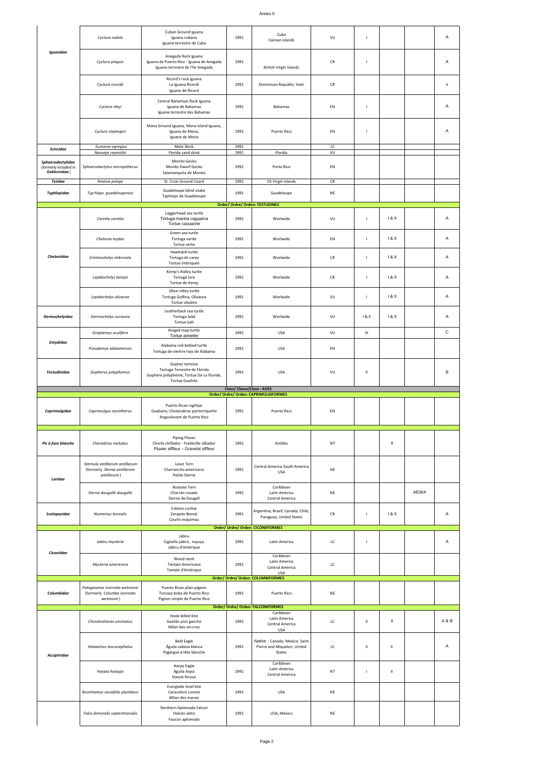| | | | | | | | | | |
|---|---|---|---|---|---|---|---|---|---|
| ***Iguanidae*** | *Cyclura nubila* | Cuban Ground iguana<br>Iguana cubana<br>Iguane terrestre de Cuba | 1991 | Cuba<br>Caiman islands | VU | I | | | A |
| | *Cyclura pinguis* | Anegada Rock iguana<br>Iguana de Puerto Rico - Iguana de Anegada<br>Iguane terrestre de l'Ile Anegada | 1991 | British Virgin Islands | CR | I | | | A |
| | *Cyclura ricordii* | Ricord's rock iguana<br>La Iguana Ricordi<br>Iguane de Ricord | 1991 | Dominican Republic; Haiti | CR | | | | x |
| | *Cyclura rileyi* | Central Bahamian Rock Iguana<br>Iguana de Bahamas<br>Iguane terrestre des Bahamas | 1991 | Bahamas | EN | I | | | A |
| | *Cyclura stejnegeri* | Mona Ground Iguana, Mona Island Iguana,<br>Iguana de Mona,<br>Iguane de Mona | 1991 | Puerto Rico | EN | I | | | A |
| ***Scincidae*** | *Eumeces egregius* | Mole Skink | 1991 | | LC | | | | |
| | *Neoseps reynoldsi* | Florida sand skink | 1991 | Florida | VU | | | | |
| ***Sphaerodactylidae*** (formerly included in ***Gekkonidae***) | *Sphaerodactylus micropithecus* | Monito Gecko<br>Monito Dwarf Gecko<br>Salamanquita de Monito | 1991 | Porto Rico | EN | | | | |
| ***Teiidae*** | *Ameiva polops* | St. Croix Ground Lizard | 1991 | US Virgin Islands | CR | | | | |
| ***Typhlopidae*** | *Typ hlops guadeloupensis* | Guadeloupe blind snake<br>Typhlops de Guadeloupe | 1991 | Guadeloupe | NE | | | | |
| | | | | **Order/ Ordre/ Orden: TESTUDINES** | | | | | |
| ***Cheloniidae*** | *Caretta caretta* | Loggerhead sea turtle<br>Tortuga-marina caguama<br>Tortue caouanne | 1991 | Worlwide | VU | I | I & II | | A |
| | *Chelonia mydas* | Green sea turtle<br>Tortuga verde<br>Tortue verte | 1991 | Worlwide | EN | I | I & II | | A |
| | *Eretmochelys imbricata* | Hawksbill turtle<br>Tortuga de carey<br>Tortue imbriquée | 1991 | Worlwide | CR | I | I & II | | A |
| | *Lepidochelys kempii* | Kemp's Ridley turtle<br>Tortuga lora<br>Tortue de Kemp | 1991 | Worlwide | CR | I | I & II | | A |
| | *Lepidochelys olivacea* | Olive ridley turtle<br>Tortuga Golfina, Olivacea<br>Tortue olivâtre | 1991 | Worlwide | VU | I | I & II | | A |
| ***Dermochelyidae*** | *Dermochelys coriacea* | Leatherback sea turtle<br>Tortuga laúd<br>Tortue luth | 1991 | Worlwide | VU | I & II | I & II | | A |
| ***Emydidae*** | *Graptemys oculifera* | Ringed map turtle<br>Tortue annelée | 1991 | USA | VU | III | | | C |
| | *Pseudemys alabamensis* | Alabama red-bellied turtle<br>Tortuga de vientre rojo de Alabama | 1991 | USA | EN | | | | |
| ***Testudinidae*** | *Gopherus polyphemus* | Gopher tortoise<br>Tortuga Terrestre de Florida<br>Gophère polyphème, Tortue De La Floride,<br>Tortue Gaufrée | 1991 | USA | VU | II | | | B |
| | | | | **Class/ Classe/Clase : AVES** | | | | | |
| | | | | **Order/ Ordre/ Orden: CAPRIMULGIFORMES** | | | | | |
| ***Caprimulgidae*** | *Caprimulgus noctitherus* | Puerto Rican nightjar<br>Guabairo, Chotacabras portorriqueño<br>Angoulevent de Puerto Rico | 1991 | Puerto Rico | EN | | | | |
| | | | | | | | | | |
| ***Pic à face blanche*** | *Charadrius melodus* | Piping Plover<br>Chorlo chiflador - Frailecillo silbador<br>Pluvier siffleur – Gravelot siffleur | 1991 | Antilles | NT | | II | | |
| ***Laridae*** | *Sternula antillarum antillarum* (formerly *Sterna antillarum antillarum*) | Least Tern<br>Charrancito americano<br>Petite Sterne | 1991 | Central America South America USA | NE | | | | |
| | *Sterna dougallii dougallii* | Roseate Tern<br>Charrán rosado<br>Sterne de Dougall | 1991 | Caribbean<br>Latin America<br>Central America | NE | | | AEWA | |
| ***Scolopacidae*** | *Numenius borealis* | Eskimo curlew<br>Zarapito Boreal<br>Courlis esquimau | 1991 | Argentina; Brazil; Canada; Chile; Paraguay; United States | CR | I | I & II | | A |
| | | | | **Order/ Ordre/ Orden: CICONIIFORMES** | | | | | |
| ***Ciconiidae*** | *Jabiru mycteria* | Jabiru<br>Cigüeña jabirú , tuyuyu<br>Jabiru d'Amérique | 1991 | Latin America | LC | I | | | A |
| | *Mycteria americana* | Wood stork<br>Tántalo Americano<br>Tantale d'Amérique | 1991 | Caribbean<br>Latin America<br>Central America<br>USA | LC | | | | |
| | | | | **Order/ Ordre/ Orden: COLUMBIFORMES** | | | | | |
| ***Columbidae*** | *Patagioenas inornata wetmorei* (formerly *Columba inornata wetmorei*) | Puerto Rican plain pigeon<br>Torcaza boba de Puerto Rico<br>Pigeon simple de Puerto Rico | 1991 | Puerto Rico | NE | | | | |
| | | | | **Order/ Ordre/ Orden: FALCONIFORMES** | | | | | |
| ***Accipitridae*** | *Chondrohierax uncinatus* | Hook-billed Kite<br>Gavilán pico gancho<br>Milan bec-en-croc | 1991 | Caribbean<br>Latin America<br>Central America<br>USA | LC | II | II | | A & B |
| | *Haliaeetus leucocephalus* | Bald Eagle<br>Águila cabeza blanca<br>Pygargue à tête blanche | 1991 | *Native* : Canada; Mexico; Saint Pierre and Miquelon; United States | LC | II | II | | A |
| | *Harpia harpyja* | Harpy Eagle<br>Aguila Arpía<br>Harpie féroce | 1991 | Caribbean<br>Latin America<br>Central America | NT | I | II | | |
| | *Rostrhamus sociabilis plumbeus* | Everglade Snail kite<br>Caracolero común<br>Milan des marais | 1991 | USA | NE | | | | |
| | *Falco femoralis septentrionalis* | Northern Aplomado Falcon<br>Halcón aleto<br>Faucon aplomado | 1991 | USA, Mexico | NE | | | | |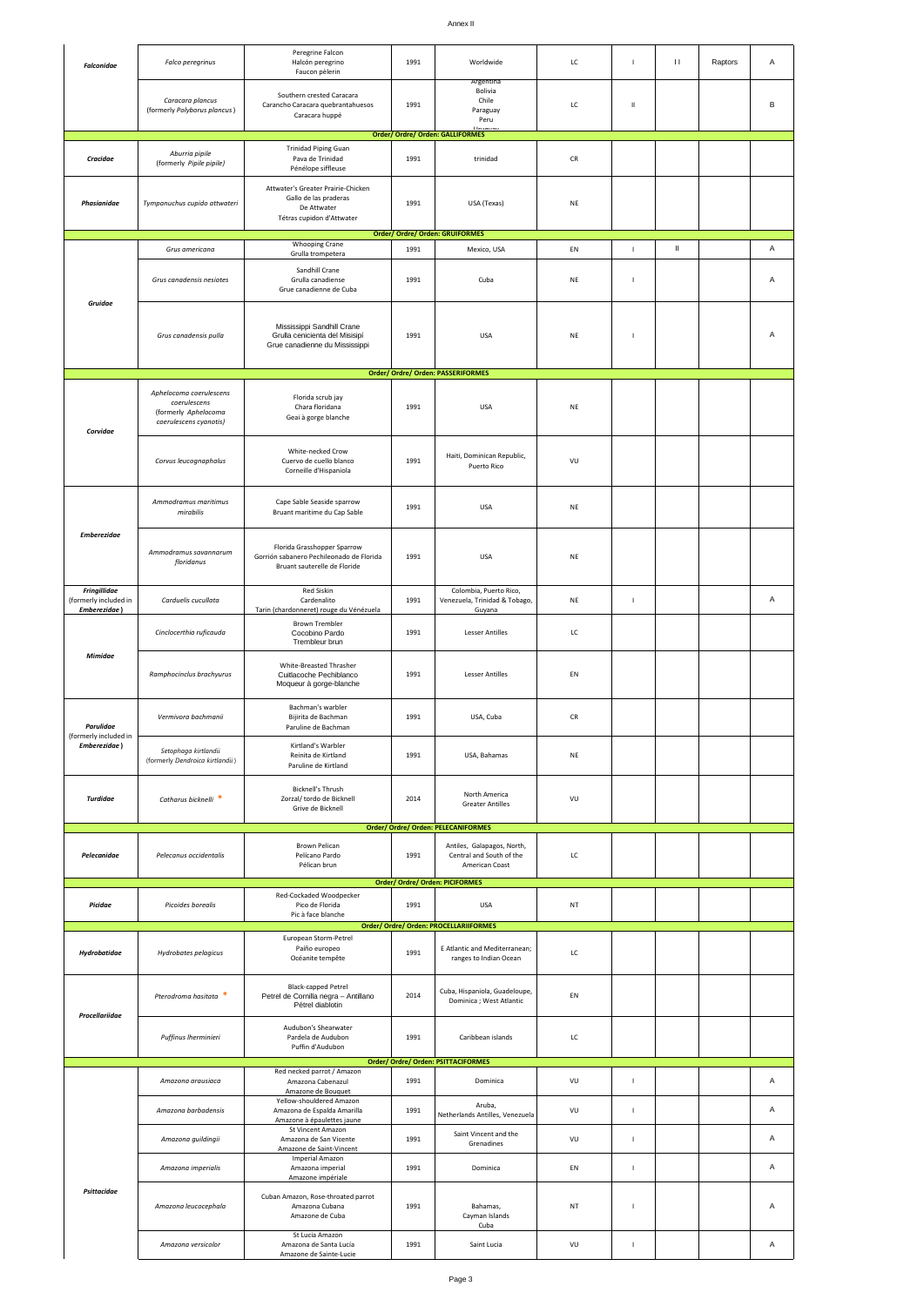| | | | | | | | | | |
|---|---|---|---|---|---|---|---|---|---|
| ***Falconidae*** | *Falco peregrinus* | Peregrine Falcon<br>Halcón peregrino<br>Faucon pèlerin | 1991 | Worldwide | LC | I | I I | Raptors | A |
| | *Caracara plancus*<br>(formerly *Polyborus plancus*) | Southern crested Caracara<br>Carancho Caracara quebrantahuesos<br>Caracara huppé | 1991 | Argentina<br>Bolivia<br>Chile<br>Paraguay<br>Peru<br>Uruguay | LC | II | | | B |
| **Order/ Ordre/ Orden: GALLIFORMES** | | | | | | | | | |
| ***Cracidae*** | *Aburria pipile*<br>(formerly *Pipile pipile)* | Trinidad Piping Guan<br>Pava de Trinidad<br>Pénélope siffleuse | 1991 | trinidad | CR | | | | |
| ***Phasianidae*** | *Tympanuchus cupido attwateri* | Attwater's Greater Prairie-Chicken<br>Gallo de las praderas<br>De Attwater<br>Tétras cupidon d'Attwater | 1991 | USA (Texas) | NE | | | | |
| **Order/ Ordre/ Orden: GRUIFORMES** | | | | | | | | | |
| ***Gruidae*** | *Grus americana* | Whooping Crane<br>Grulla trompetera | 1991 | Mexico, USA | EN | I | II | | A |
| | *Grus canadensis nesiotes* | Sandhill Crane<br>Grulla canadiense<br>Grue canadienne de Cuba | 1991 | Cuba | NE | I | | | A |
| | *Grus canadensis pulla* | Mississippi Sandhill Crane<br>Grulla cenicienta del Misisipí<br>Grue canadienne du Mississippi | 1991 | USA | NE | I | | | A |
| **Order/ Ordre/ Orden: PASSERIFORMES** | | | | | | | | | |
| ***Corvidae*** | *Aphelocoma coerulescens coerulescens*<br>*(formerly Aphelocoma coerulescens cyanotis)* | Florida scrub jay<br>Chara floridana<br>Geai à gorge blanche | 1991 | USA | NE | | | | |
| | *Corvus leucognaphalus* | White-necked Crow<br>Cuervo de cuello blanco<br>Corneille d'Hispaniola | 1991 | Haiti, Dominican Republic, Puerto Rico | VU | | | | |
| ***Emberezidae*** | *Ammodramus maritimus mirabilis* | Cape Sable Seaside sparrow<br>Bruant maritime du Cap Sable | 1991 | USA | NE | | | | |
| | *Ammodramus savannarum floridanus* | Florida Grasshopper Sparrow<br>Gorrión sabanero Pechileonado de Florida<br>Bruant sauterelle de Floride | 1991 | USA | NE | | | | |
| ***Fringillidae***<br>(formerly included in ***Emberezidae***) | *Carduelis cucullata* | Red Siskin<br>Cardenalito<br>Tarin (chardonneret) rouge du Vénézuela | 1991 | Colombia, Puerto Rico, Venezuela, Trinidad & Tobago, Guyana | NE | I | | | A |
| ***Mimidae*** | *Cinclocerthia ruficauda* | Brown Trembler<br>Cocobino Pardo<br>Trembleur brun | 1991 | Lesser Antilles | LC | | | | |
| | *Ramphocinclus brachyurus* | White-Breasted Thrasher<br>Cuitlacoche Pechiblanco<br>Moqueur à gorge-blanche | 1991 | Lesser Antilles | EN | | | | |
| ***Parulidae***<br>(formerly included in ***Emberezidae***) | *Vermivora bachmanii* | Bachman's warbler<br>Bijirita de Bachman<br>Paruline de Bachman | 1991 | USA, Cuba | CR | | | | |
| | *Setophaga kirtlandii*<br>(formerly *Dendroica kirtlandii*) | Kirtland's Warbler<br>Reinita de Kirtland<br>Paruline de Kirtland | 1991 | USA, Bahamas | NE | | | | |
| ***Turdidae*** | *Catharus bicknelli* * | Bicknell's Thrush<br>Zorzal/ tordo de Bicknell<br>Grive de Bicknell | 2014 | North America<br>Greater Antilles | VU | | | | |
| **Order/ Ordre/ Orden: PELECANIFORMES** | | | | | | | | | |
| ***Pelecanidae*** | *Pelecanus occidentalis* | Brown Pelican<br>Pelícano Pardo<br>Pélican brun | 1991 | Antiles, Galapagos, North, Central and South of the American Coast | LC | | | | |
| **Order/ Ordre/ Orden: PICIFORMES** | | | | | | | | | |
| ***Picidae*** | *Picoides borealis* | Red-Cockaded Woodpecker<br>Pico de Florida<br>Pic à face blanche | 1991 | USA | NT | | | | |
| **Order/ Ordre/ Orden: PROCELLARIIFORMES** | | | | | | | | | |
| ***Hydrobatidae*** | *Hydrobates pelagicus* | European Storm-Petrel<br>Paíño europeo<br>Océanite tempête | 1991 | E Atlantic and Mediterranean; ranges to Indian Ocean | LC | | | | |
| ***Procellariidae*** | *Pterodroma hasitata* * | Black-capped Petrel<br>Petrel de Cornilla negra – Antillano<br>Pétrel diablotin | 2014 | Cuba, Hispaniola, Guadeloupe, Dominica ; West Atlantic | EN | | | | |
| | *Puffinus lherminieri* | Audubon's Shearwater<br>Pardela de Audubon<br>Puffin d'Audubon | 1991 | Caribbean islands | LC | | | | |
| **Order/ Ordre/ Orden: PSITTACIFORMES** | | | | | | | | | |
| ***Psittacidae*** | *Amazona arausiaca* | Red necked parrot / Amazon<br>Amazona Cabenazul<br>Amazone de Bouquet | 1991 | Dominica | VU | I | | | A |
| | *Amazona barbadensis* | Yellow-shouldered Amazon<br>Amazona de Espalda Amarilla<br>Amazone à épaulettes jaune | 1991 | Aruba, Netherlands Antilles, Venezuela | VU | I | | | A |
| | *Amazona guildingii* | St Vincent Amazon<br>Amazona de San Vicente<br>Amazone de Saint-Vincent | 1991 | Saint Vincent and the Grenadines | VU | I | | | A |
| | *Amazona imperialis* | Imperial Amazon<br>Amazona imperial<br>Amazone impériale | 1991 | Dominica | EN | I | | | A |
| | *Amazona leucocephala* | Cuban Amazon, Rose-throated parrot<br>Amazona Cubana<br>Amazone de Cuba | 1991 | Bahamas,<br>Cayman Islands<br>Cuba | NT | I | | | A |
| | *Amazona versicolor* | St Lucia Amazon<br>Amazona de Santa Lucía<br>Amazone de Sainte-Lucie | 1991 | Saint Lucia | VU | I | | | A |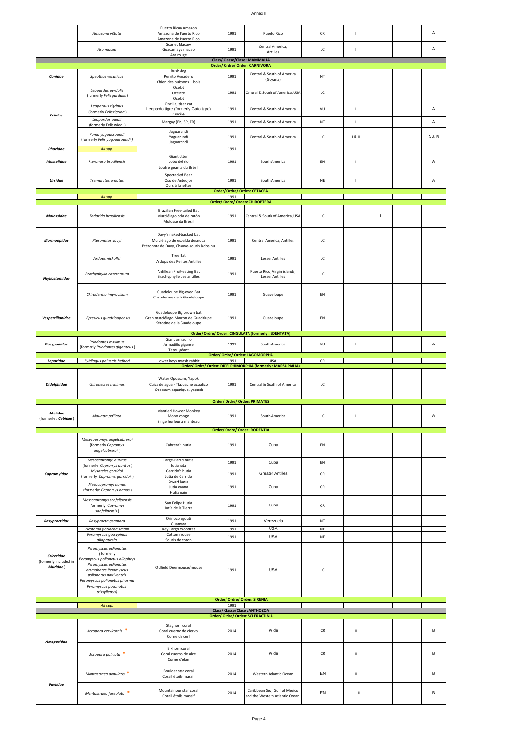| | | | | | | | | | |
|---|---|---|---|---|---|---|---|---|---|
| | *Amazona vittata* | Puerto Rican Amazon<br>Amazona de Puerto Rico<br>Amazone de Puerto Rico | 1991 | Puerto Rico | CR | I | | | A |
| | *Ara macao* | Scarlet Macaw<br>Guacamayo macao<br>Ara rouge | 1991 | Central America, Antilles | LC | I | | | A |
| **Class/ Classe/Clase : MAMMALIA** | | | | | | | | | |
| **Order/ Ordre/ Orden: CARNIVORA** | | | | | | | | | |
| ***Canidae*** | *Speothos venaticus* | Bush dog<br>Perrito Venadero<br>Chien des buissons – bois | 1991 | Central & South of America (Guyana) | NT | | | | |
| ***Felidae*** | *Leopardus pardalis* (formerly *Felis pardalis*) | Ocelot<br>Ocelote<br>Ocelot | 1991 | Central & South of America, USA | LC | | | | |
| | *Leopardus tigrinus* (formerly *Felis tigrina*) | Oncilla, tiger cat<br>Leopardo tigre (formerly Gato tigre)<br>Oncille | 1991 | Central & South of America | VU | I | | | A |
| | *Leopardus wiedii* (formerly Felis wiedii) | Margay (EN, SP, FR) | 1991 | Central & South of America | NT | I | | | A |
| | *Puma yagouaroundi* (formerly *Felis yagouaroundi*) | Jaguarundi<br>Yaguarundí<br>Jaguarondi | 1991 | Central & South of America | LC | I & II | | | A & B |
| ***Phocidae*** | *All spp.* | | 1991 | | | | | | |
| ***Mustelidae*** | *Pteronura brasiliensis* | Giant otter<br>Lobo del rio<br>Loutre géante du Brésil | 1991 | South America | EN | I | | | A |
| ***Ursidae*** | *Tremarctos ornatus* | Spectacled Bear<br>Oso de Anteojos<br>Ours à lunettes | 1991 | South America | NE | I | | | A |
| **Order/ Ordre/ Orden: CETACEA** | | | | | | | | | |
| | *All spp.* | | 1991 | | | | | | |
| **Order/ Ordre/ Orden: CHIROPTERA** | | | | | | | | | |
| ***Molossidae*** | *Tadarida brasiliensis* | Brazilian Free-tailed Bat<br>Murciélago cola de ratón<br>Molosse du Brésil | 1991 | Central & South of America, USA | LC | | I | | |
| ***Mormoopidae*** | *Pteronotus davyi* | Davy's naked-backed bat<br>Murciélago de espalda desnuda<br>Ptéronote de Davy, Chauve-souris à dos nu | 1991 | Central America, Antilles | LC | | | | |
| ***Phyllostomidae*** | *Ardops nichollsi* | Tree Bat<br>Ardops des Petites Antilles | 1991 | Lesser Antilles | LC | | | | |
| | *Brachyphylla cavernarum* | Antillean Fruit-eating Bat<br>Brachyphylle des antilles | 1991 | Puerto Rico, Virgin islands, Lesser Antilles | LC | | | | |
| | *Chiroderma improvisum* | Guadeloupe Big-eyed Bat<br>Chiroderme de la Guadeloupe | 1991 | Guadeloupe | EN | | | | |
| ***Vespertilionidae*** | *Eptesicus guadeloupensis* | Guadeloupe Big brown bat<br>Gran murciélago Marrón de Guadalupe<br>Sérotine de la Guadeloupe | 1991 | Guadeloupe | EN | | | | |
| **Order/ Ordre/ Orden: CINGULATA (formerly : EDENTATA)** | | | | | | | | | |
| ***Dasypodidae*** | *Priodontes maximus* (formerly *Priodontes giganteus*) | Giant armadillo<br>Armadillo gigante<br>Tatou géant | 1991 | South America | VU | I | | | A |
| **Order/ Ordre/ Orden: LAGOMORPHA** | | | | | | | | | |
| ***Leporidae*** | *Sylvilagus palustris hefneri* | Lower keys marsh rabbit | 1991 | USA | CR | | | | |
| **Order/ Ordre/ Orden: DIDELPHIMORPHIA (formerly : MARSUPIALIA)** | | | | | | | | | |
| ***Didelphidae*** | *Chironectes minimus* | Water Opossum, Yapok<br>Cuica de agua - Tlacuache acuático<br>Opossum aquatique, yapock | 1991 | Central & South of America | LC | | | | |
| **Order/ Ordre/ Orden: PRIMATES** | | | | | | | | | |
| ***Atelidae*** (formerly : ***Cebidae***) | *Alouatta palliata* | Mantled Howler Monkey<br>Mono congo<br>Singe hurleur à manteau | 1991 | South America | LC | I | | | A |
| **Order/ Ordre/ Orden: RODENTIA** | | | | | | | | | |
| ***Capromyidae*** | *Mesocapromys angelcabrerai* (formerly *Capromys angelcabrerai*) | Cabrera's hutia | 1991 | Cuba | EN | | | | |
| | *Mesocapromys auritus* (formerly *Capromys auritus*) | Large-Eared hutia<br>Jutia rata | 1991 | Cuba | EN | | | | |
| | *Mysateles garridoi* (formerly *Capromys garridoi*) | Garrido's hutia<br>Jutia de Garrido | 1991 | Greater Antilles | CR | | | | |
| | *Mesocapromys nanus* (formerly: *Capromys nanus*) | Dwarf hutia<br>Jutía enana<br>Hutia nain | 1991 | Cuba | CR | | | | |
| | *Mesocapromys sanfelipensis* (formerly *Capromys sanfelipensis*) | San Felipe Hutia<br>Jutia de la Tierra | 1991 | Cuba | CR | | | | |
| ***Dasyproctidae*** | *Dasyprocta guamara* | Orinoco agouti<br>Guamara | 1991 | Venezuela | NT | | | | |
| ***Cricetidae*** (formerly included in ***Muridae***) | *Neotoma floridana smalli* | Key Largo Woodrat | 1991 | USA | NE | | | | |
| | *Peromyscus gossypinus allapaticola* | Cotton mouse<br>Souris de coton | 1991 | USA | NE | | | | |
| | *Peromyscus polionotus* (formerly *Peromyscus polionotus allophrys Peromyscus polionotus ammobates Peromyscus polionotus niveiventris Peromyscus polionotus phasma Peromyscus polionotus trissyllepsis*) | Oldfield Deermouse/mouse | 1991 | USA | LC | | | | |
| **Order/ Ordre/ Orden: SIRENIA** | | | | | | | | | |
| | *All spp.* | | 1991 | | | | | | |
| **Class/ Classe/Clase : ANTHOZOA** | | | | | | | | | |
| **Order/ Ordre/ Orden: SCLERACTINIA** | | | | | | | | | |
| ***Acroporidae*** | *Acropora cervicornis* * | Staghorn coral<br>Coral cuerno de ciervo<br>Corne de cerf | 2014 | Wide | CR | II | | | B |
| | *Acropora palmata* * | Elkhorn coral<br>Coral cuerno de alce<br>Corne d'élan | 2014 | Wide | CR | II | | | B |
| ***Faviidae*** | *Montastraea annularis* * | Boulder star coral<br>Corail étoile massif | 2014 | Western Atlantic Ocean | EN | II | | | B |
| | *Montastraea faveolata* * | Mountainous star coral<br>Corail étoile massif | 2014 | Caribbean Sea, Gulf of Mexico and the Western Atlantic Ocean. | EN | II | | | B |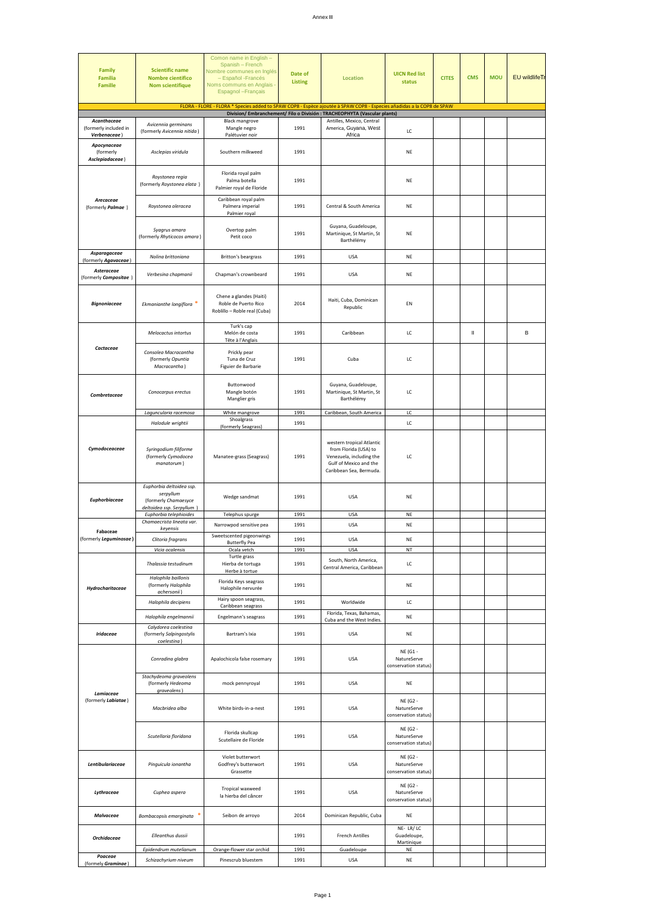Annex III

| Family<br>Familia<br>Famille | Scientific name<br>Nombre científico<br>Nom scientifique | Comon name in English – Spanish – French<br>Nombre communes en Inglés – Español -Francés<br>Noms communs en Anglais - Espagnol –Français | Date of Listing | Location | UICN Red list status | CITES | CMS | MOU | EU wildlifeTr |
|---|---|---|---|---|---|---|---|---|---|
| FLORA - FLORE - FLORA * Species added to SPAW COP8 - Espèce ajoutée à SPAW COP8 - Especies añadidas a la COP8 de SPAW | | | | | | | | | |
| Division/ Embranchement/ Filo o División : TRACHEOPHYTA (Vascular plants) | | | | | | | | | |
| *Acanthaceae* (formerly included in *Verbenaceae*) | *Avicennia germinans* (formerly *Avicennia nitida*) | Black mangrove<br>Mangle negro<br>Palétuvier noir | 1991 | Antilles, Mexico, Central America, Guyana, West Africa | LC | | | | |
| *Apocynaceae* (formerly *Asclepiadaceae*) | *Asclepias viridula* | Southern milkweed | 1991 | | NE | | | | |
| *Arecaceae* (formerly *Palmae*) | *Roystonea regia* (formerly *Roystonea elata*) | Florida royal palm<br>Palma botella<br>Palmier royal de Floride | 1991 | | NE | | | | |
| | *Roystonea oleracea* | Caribbean royal palm<br>Palmera imperial<br>Palmier royal | 1991 | Central & South America | NE | | | | |
| | *Syagrus amara* (formerly *Rhyticocos amara*) | Overtop palm<br>Petit coco | 1991 | Guyana, Guadeloupe, Martinique, St Martin, St Barthélémy | NE | | | | |
| *Asparagaceae* (formerly *Agavaceae*) | *Nolina brittoniana* | Britton's beargrass | 1991 | USA | NE | | | | |
| *Asteraceae* (formerly *Compositae*) | *Verbesina chapmanii* | Chapman's crownbeard | 1991 | USA | NE | | | | |
| *Bignoniaceae* | *Ekmanianthe longiflora* * | Chene a glandes (Haiti)<br>Roble de Puerto Rico<br>Roblillo – Roble real (Cuba) | 2014 | Haiti, Cuba, Dominican Republic | EN | | | | |
| *Cactaceae* | *Melocactus intortus* | Turk's cap<br>Melón de costa<br>Tête à l'Anglais | 1991 | Caribbean | LC | | II | | B |
| | *Consolea Macracantha* (formerly *Opuntia Macracantha*) | Prickly pear<br>Tuna de Cruz<br>Figuier de Barbarie | 1991 | Cuba | LC | | | | |
| *Combretaceae* | *Conocarpus erectus* | Buttonwood<br>Mangle botón<br>Manglier gris | 1991 | Guyana, Guadeloupe, Martinique, St Martin, St Barthélémy | LC | | | | |
| | *Laguncularia racemosa* | White mangrove | 1991 | Caribbean, South America | LC | | | | |
| *Cymodoceaceae* | *Halodule wrightii* | Shoalgrass (formerly Seagrass) | 1991 | | LC | | | | |
| | *Syringodium filiforme* (formerly *Cymodocea manatorum*) | Manatee-grass (Seagrass) | 1991 | western tropical Atlantic from Florida (USA) to Venezuela, including the Gulf of Mexico and the Caribbean Sea, Bermuda. | LC | | | | |
| *Euphorbiaceae* | *Euphorbia deltoidea ssp. serpyllum* (formerly *Chamaesyce deltoidea ssp. Serpyllum*) | Wedge sandmat | 1991 | USA | NE | | | | |
| | *Euphorbia telephioides* | Telephus spurge | 1991 | USA | NE | | | | |
| Fabaceae (formerly *Leguminosae*) | *Chamaecrista lineata var. keyensis* | Narrowpod sensitive pea | 1991 | USA | NE | | | | |
| | *Clitoria fragrans* | Sweetscented pigeonwings<br>Butterfly Pea | 1991 | USA | NE | | | | |
| | *Vicia ocalensis* | Ocala vetch | 1991 | USA | NT | | | | |
| *Hydrocharitaceae* | *Thalassia testudinum* | Turtle grass<br>Hierba de tortuga<br>Herbe à tortue | 1991 | South, North America, Central America, Caribbean | LC | | | | |
| | *Halophila baillonis* (formerly *Halophila achersonii*) | Florida Keys seagrass<br>Halophile nervurée | 1991 | | NE | | | | |
| | *Halophila decipiens* | Hairy spoon seagrass, Caribbean seagrass | 1991 | Worldwide | LC | | | | |
| | *Halophila engelmannii* | Engelmann's seagrass | 1991 | Florida, Texas, Bahamas, Cuba and the West Indies. | NE | | | | |
| *Iridaceae* | *Calydorea coelestina* (formerly *Salpingostylis coelestina*) | Bartram's Ixia | 1991 | USA | NE | | | | |
| *Lamiaceae* (formerly *Labiatae*) | *Conradina glabra* | Apalochicola false rosemary | 1991 | USA | NE (G1 - NatureServe conservation status) | | | | |
| | *Stachydeoma graveolens* (formerly *Hedeoma graveolens*) | mock pennyroyal | 1991 | USA | NE | | | | |
| | *Macbridea alba* | White birds-in-a-nest | 1991 | USA | NE (G2 - NatureServe conservation status) | | | | |
| | *Scutellaria floridana* | Florida skullcap<br>Scutellaire de Floride | 1991 | USA | NE (G2 - NatureServe conservation status) | | | | |
| *Lentibulariaceae* | *Pinguicula ionantha* | Violet butterwort<br>Godfrey's butterwort<br>Grassette | 1991 | USA | NE (G2 - NatureServe conservation status) | | | | |
| *Lythraceae* | *Cuphea aspera* | Tropical waxweed<br>la hierba del cãncer | 1991 | USA | NE (G2 - NatureServe conservation status) | | | | |
| *Malvaceae* | *Bombacopsis emarginata* * | Seibon de arroyo | 2014 | Dominican Republic, Cuba | NE | | | | |
| *Orchidaceae* | *Elleanthus dussii* | | 1991 | French Antilles | NE- LR/ LC Guadeloupe, Martinique | | | | |
| | *Epidendrum mutelianum* | Orange-flower star orchid | 1991 | Guadeloupe | NE | | | | |
| *Poaceae* (formely *Graminae*) | *Schizachyrium niveum* | Pinescrub bluestem | 1991 | USA | NE | | | | |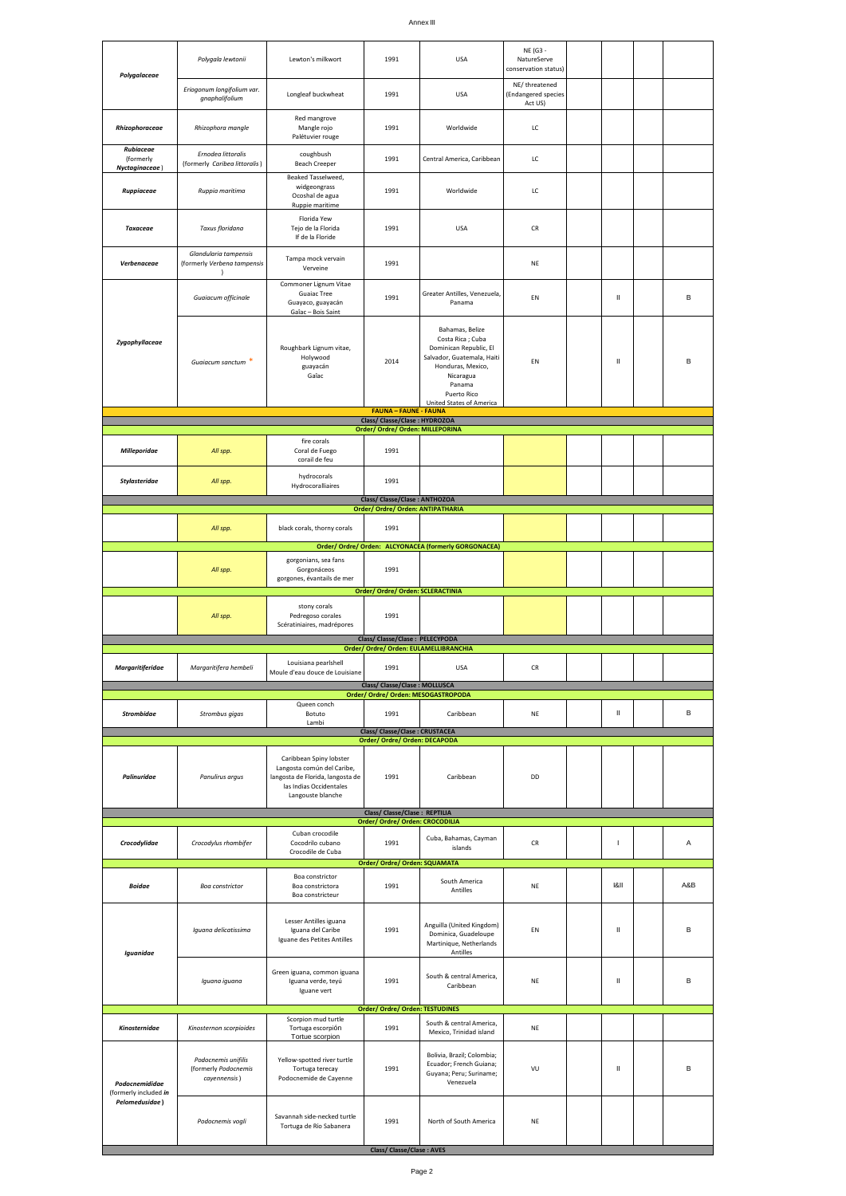| Polygalaceae | Polygala lewtonii | Lewton's milkwort | 1991 | USA | NE (G3 - NatureServe conservation status) | | | | |
|---|---|---|---|---|---|---|---|---|---|
| | Eriogonum longifolium var. gnaphalifolium | Longleaf buckwheat | 1991 | USA | NE/ threatened (Endangered species Act US) | | | | |
| Rhizophoraceae | Rhizophora mangle | Red mangrove Mangle rojo Palétuvier rouge | 1991 | Worldwide | LC | | | | |
| Rubiaceae (formerly Nyctaginaceae) | Ernodea littoralis (formerly Caribea littoralis) | coughbush Beach Creeper | 1991 | Central America, Caribbean | LC | | | | |
| Ruppiaceae | Ruppia maritima | Beaked Tasselweed, widgeongrass Ocoshal de agua Ruppie maritime | 1991 | Worldwide | LC | | | | |
| Taxaceae | Taxus floridana | Florida Yew Tejo de la Florida If de la Floride | 1991 | USA | CR | | | | |
| Verbenaceae | Glandularia tampensis (formerly Verbena tampensis) | Tampa mock vervain Verveine | 1991 | | NE | | | | |
| Zygophyllaceae | Guaiacum officinale | Commoner Lignum Vitae Guaiac Tree Guayaco, guayacán Gaïac – Bois Saint | 1991 | Greater Antilles, Venezuela, Panama | EN | | II | | B |
| | Guaiacum sanctum * | Roughbark Lignum vitae, Holywood guayacán Gaïac | 2014 | Bahamas, Belize Costa Rica ; Cuba Dominican Republic, El Salvador, Guatemala, Haiti Honduras, Mexico, Nicaragua Panama Puerto Rico United States of America | EN | | II | | B |
| **FAUNA – FAUNE - FAUNA** | | | | | | | | | |
| **Class/ Classe/Clase : HYDROZOA** | | | | | | | | | |
| **Order/ Ordre/ Orden: MILLEPORINA** | | | | | | | | | |
| Milleporidae | All spp. | fire corals Coral de Fuego corail de feu | 1991 | | | | | | |
| Stylasteridae | All spp. | hydrocorals Hydrocoralliaires | 1991 | | | | | | |
| **Class/ Classe/Clase : ANTHOZOA** | | | | | | | | | |
| **Order/ Ordre/ Orden: ANTIPATHARIA** | | | | | | | | | |
| | All spp. | black corals, thorny corals | 1991 | | | | | | |
| **Order/ Ordre/ Orden: ALCYONACEA (formerly GORGONACEA)** | | | | | | | | | |
| | All spp. | gorgonians, sea fans Gorgonáceos gorgones, évantails de mer | 1991 | | | | | | |
| **Order/ Ordre/ Orden: SCLERACTINIA** | | | | | | | | | |
| | All spp. | stony corals Pedregoso corales Scératiniaires, madrépores | 1991 | | | | | | |
| **Class/ Classe/Clase : PELECYPODA** | | | | | | | | | |
| **Order/ Ordre/ Orden: EULAMELLIBRANCHIA** | | | | | | | | | |
| Margaritiferidae | Margaritifera hembeli | Louisiana pearlshell Moule d'eau douce de Louisiane | 1991 | USA | CR | | | | |
| **Class/ Classe/Clase : MOLLUSCA** | | | | | | | | | |
| **Order/ Ordre/ Orden: MESOGASTROPODA** | | | | | | | | | |
| Strombidae | Strombus gigas | Queen conch Botuto Lambi | 1991 | Caribbean | NE | | II | | B |
| **Class/ Classe/Clase : CRUSTACEA** | | | | | | | | | |
| **Order/ Ordre/ Orden: DECAPODA** | | | | | | | | | |
| Palinuridae | Panulirus argus | Caribbean Spiny lobster Langosta común del Caribe, langosta de Florida, langosta de las Indias Occidentales Langouste blanche | 1991 | Caribbean | DD | | | | |
| **Class/ Classe/Clase : REPTILIA** | | | | | | | | | |
| **Order/ Ordre/ Orden: CROCODILIA** | | | | | | | | | |
| Crocodylidae | Crocodylus rhombifer | Cuban crocodile Cocodrilo cubano Crocodile de Cuba | 1991 | Cuba, Bahamas, Cayman islands | CR | | I | | A |
| **Order/ Ordre/ Orden: SQUAMATA** | | | | | | | | | |
| Boidae | Boa constrictor | Boa constrictor Boa constrictora Boa constricteur | 1991 | South America Antilles | NE | | I&II | | A&B |
| Iguanidae | Iguana delicatissima | Lesser Antilles iguana Iguana del Caribe Iguane des Petites Antilles | 1991 | Anguilla (United Kingdom) Dominica, Guadeloupe Martinique, Netherlands Antilles | EN | | II | | B |
| | Iguana iguana | Green iguana, common iguana Iguana verde, teyú Iguane vert | 1991 | South & central America, Caribbean | NE | | II | | B |
| **Order/ Ordre/ Orden: TESTUDINES** | | | | | | | | | |
| Kinosternidae | Kinosternon scorpioides | Scorpion mud turtle Tortuga escorpión Tortue scorpion | 1991 | South & central America, Mexico, Trinidad island | NE | | | | |
| Podocnemididae (formerly included in Pelomedusidae) | Podocnemis unifilis (formerly Podocnemis cayennensis) | Yellow-spotted river turtle Tortuga terecay Podocnemide de Cayenne | 1991 | Bolivia, Brazil; Colombia; Ecuador; French Guiana; Guyana; Peru; Suriname; Venezuela | VU | | II | | B |
| | Podocnemis vogli | Savannah side-necked turtle Tortuga de Río Sabanera | 1991 | North of South America | NE | | | | |
| **Class/ Classe/Clase : AVES** | | | | | | | | | |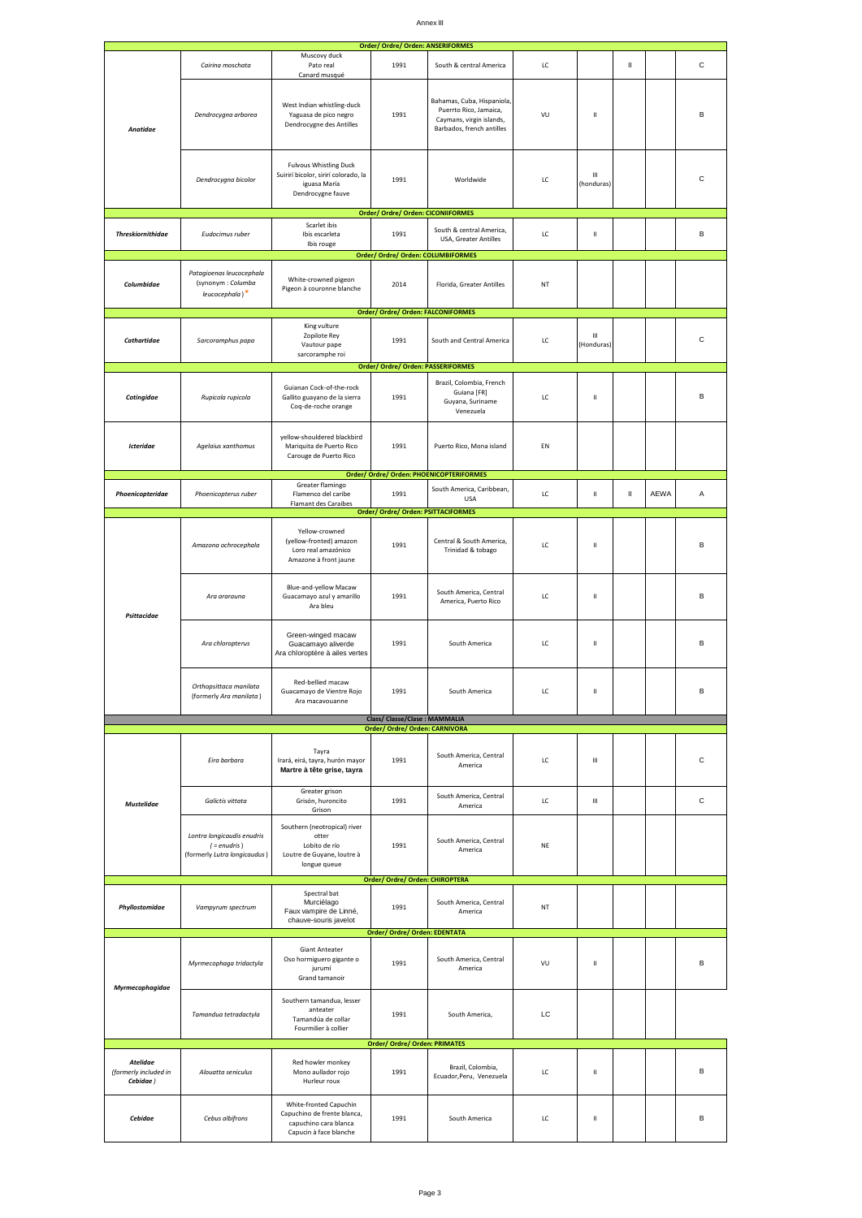| | | | | | | | | | |
|---|---|---|---|---|---|---|---|---|---|
| | | | **Order/ Ordre/ Orden: ANSERIFORMES** | | | | | | |
| ***Anatidae*** | *Cairina moschata* | Muscovy duck<br>Pato real<br>Canard musqué | 1991 | South & central America | LC | | II | | C |
| | *Dendrocygna arborea* | West Indian whistling-duck<br>Yaguasa de pico negro<br>Dendrocygne des Antilles | 1991 | Bahamas, Cuba, Hispaniola, Puerrto Rico, Jamaica, Caymans, virgin islands, Barbados, french antilles | VU | II | | | B |
| | *Dendrocygna bicolor* | Fulvous Whistling Duck<br>Suirirí bicolor, sirirí colorado, la iguasa María<br>Dendrocygne fauve | 1991 | Worldwide | LC | III (honduras) | | | C |
| | | | **Order/ Ordre/ Orden: CICONIIFORMES** | | | | | | |
| ***Threskiornithidae*** | *Eudocimus ruber* | Scarlet ibis<br>Ibis escarleta<br>Ibis rouge | 1991 | South & central America, USA, Greater Antilles | LC | II | | | B |
| | | | **Order/ Ordre/ Orden: COLUMBIFORMES** | | | | | | |
| ***Columbidae*** | *Patagioenas leucocephala* (synonym : *Columba leucocephala*)* | White-crowned pigeon<br>Pigeon à couronne blanche | 2014 | Florida, Greater Antilles | NT | | | | |
| | | | **Order/ Ordre/ Orden: FALCONIFORMES** | | | | | | |
| ***Cathartidae*** | *Sarcoramphus papa* | King vulture<br>Zopilote Rey<br>Vautour pape<br>sarcoramphe roi | 1991 | South and Central America | LC | III (Honduras) | | | C |
| | | | **Order/ Ordre/ Orden: PASSERIFORMES** | | | | | | |
| ***Cotingidae*** | *Rupicola rupicola* | Guianan Cock-of-the-rock<br>Gallito guayano de la sierra<br>Coq-de-roche orange | 1991 | Brazil, Colombia, French Guiana [FR]<br>Guyana, Suriname<br>Venezuela | LC | II | | | B |
| ***Icteridae*** | *Agelaius xanthomus* | yellow-shouldered blackbird<br>Mariquita de Puerto Rico<br>Carouge de Puerto Rico | 1991 | Puerto Rico, Mona island | EN | | | | |
| | | | **Order/ Ordre/ Orden: PHOENICOPTERIFORMES** | | | | | | |
| ***Phoenicopteridae*** | *Phoenicopterus ruber* | Greater flamingo<br>Flamenco del caribe<br>Flamant des Caraïbes | 1991 | South America, Caribbean, USA | LC | II | II | AEWA | A |
| | | | **Order/ Ordre/ Orden: PSITTACIFORMES** | | | | | | |
| ***Psittacidae*** | *Amazona ochrocephala* | Yellow-crowned (yellow-fronted) amazon<br>Loro real amazónico<br>Amazone à front jaune | 1991 | Central & South America, Trinidad & tobago | LC | II | | | B |
| | *Ara ararauna* | Blue-and-yellow Macaw<br>Guacamayo azul y amarillo<br>Ara bleu | 1991 | South America, Central America, Puerto Rico | LC | II | | | B |
| | *Ara chloropterus* | Green-winged macaw<br>Guacamayo aliverde<br>Ara chloroptère à ailes vertes | 1991 | South America | LC | II | | | B |
| | *Orthopsittaca manilata* (formerly *Ara manilata*) | Red-bellied macaw<br>Guacamayo de Vientre Rojo<br>Ara macavouanne | 1991 | South America | LC | II | | | B |
| | | | **Class/ Classe/Clase : MAMMALIA** | | | | | | |
| | | | **Order/ Ordre/ Orden: CARNIVORA** | | | | | | |
| ***Mustelidae*** | *Eira barbara* | Tayra<br>Irará, eirá, tayra, hurón mayor<br>**Martre à tête grise, tayra** | 1991 | South America, Central America | LC | III | | | C |
| | *Galictis vittata* | Greater grison<br>Grisón, huroncito<br>Grison | 1991 | South America, Central America | LC | III | | | C |
| | *Lontra longicaudis enudris* ( = *enudris* )<br>(formerly *Lutra longicaudus* ) | Southern (neotropical) river otter<br>Lobito de río<br>Loutre de Guyane, loutre à longue queue | 1991 | South America, Central America | NE | | | | |
| | | | **Order/ Ordre/ Orden: CHIROPTERA** | | | | | | |
| ***Phyllostomidae*** | *Vampyrum spectrum* | Spectral bat<br>Murciélago<br>Faux vampire de Linné, chauve-souris javelot | 1991 | South America, Central America | NT | | | | |
| | | | **Order/ Ordre/ Orden: EDENTATA** | | | | | | |
| ***Myrmecophagidae*** | *Myrmecophaga tridactyla* | Giant Anteater<br>Oso hormiguero gigante o jurumí<br>Grand tamanoir | 1991 | South America, Central America | VU | II | | | B |
| | *Tamandua tetradactyla* | Southern tamandua, lesser anteater<br>Tamandúa de collar<br>Fourmilier à collier | 1991 | South America, | LC | | | | |
| | | | **Order/ Ordre/ Orden: PRIMATES** | | | | | | |
| ***Atelidae*** *(formerly included in Cebidae)* | *Alouatta seniculus* | Red howler monkey<br>Mono aullador rojo<br>Hurleur roux | 1991 | Brazil, Colombia, Ecuador,Peru, Venezuela | LC | II | | | B |
| ***Cebidae*** | *Cebus albifrons* | White-fronted Capuchin<br>Capuchino de frente blanca, capuchino cara blanca<br>Capucin à face blanche | 1991 | South America | LC | II | | | B |